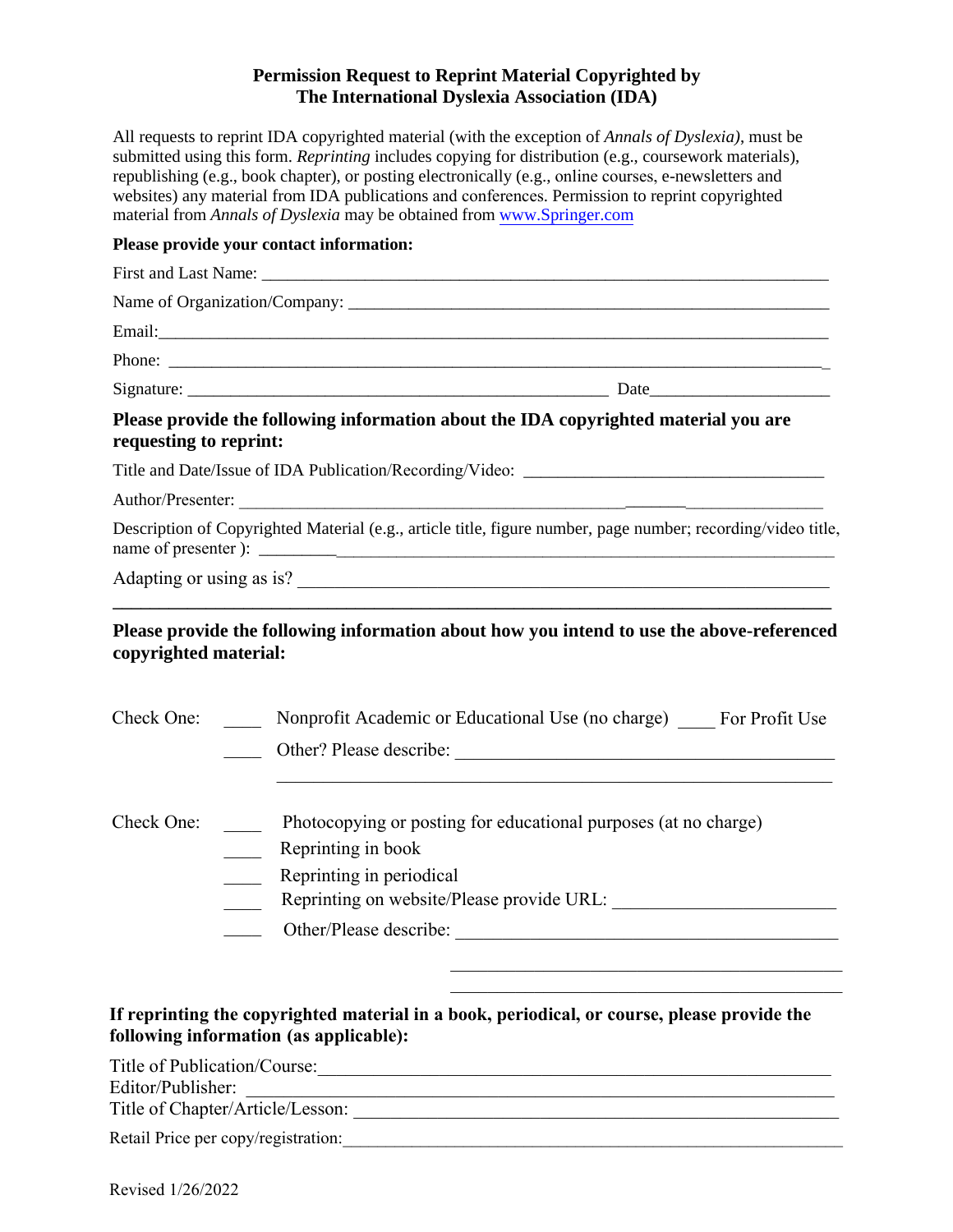# Permission Request to Reprint Material Copyrighted by The International Dyslexia Association (IDA)

All requests to reprint IDA copyrighted material (with the exception of *Annals of Dyslexia)*, must be submitted using this form. *Reprinting* includes copying for distribution (e.g., coursework materials), republishing (e.g., book chapter), or posting electronically (e.g., online courses, e-newsletters and websites) any material from IDA publications and conferences. Permission to reprint copyrighted material from *Annals of Dyslexia* may be obtained from www.Springer.com

**Please provide your contact information:**

First and Last Name: ____________________________________________________________________

Name of Organization/Company: ____________________________________________________________

Email:______________________________________________________________________________

Phone: ______________________________________________________________________________

Signature: ____________________________________________ Date____________________

## Please provide the following information about the IDA copyrighted material you are requesting to reprint:

Title and Date/Issue of IDA Publication/Recording/Video: ___________________________________

Author/Presenter: _________________________________________________________________

Description of Copyrighted Material (e.g., article title, figure number, page number; recording/video title, name of presenter ): ______________________________________________________________________

Adapting or using as is? ________________________________________________________________

## Please provide the following information about how you intend to use the above-referenced copyrighted material:

Check One: ____ Nonprofit Academic or Educational Use (no charge) ____ For Profit Use

____ Other? Please describe: ____________________________________________

_______________________________________________________________

Check One: ____ Photocopying or posting for educational purposes (at no charge)

____ Reprinting in book

____ Reprinting in periodical

____ Reprinting on website/Please provide URL: _______________________

____ Other/Please describe: ________________________________________

________________________________________

________________________________________

**If reprinting the copyrighted material in a book, periodical, or course, please provide the following information (as applicable):**

Title of Publication/Course:___________________________________________________________

Editor/Publisher: ____________________________________________________________________

Title of Chapter/Article/Lesson: ________________________________________________________

Retail Price per copy/registration:_______________________________________________________

Revised 1/26/2022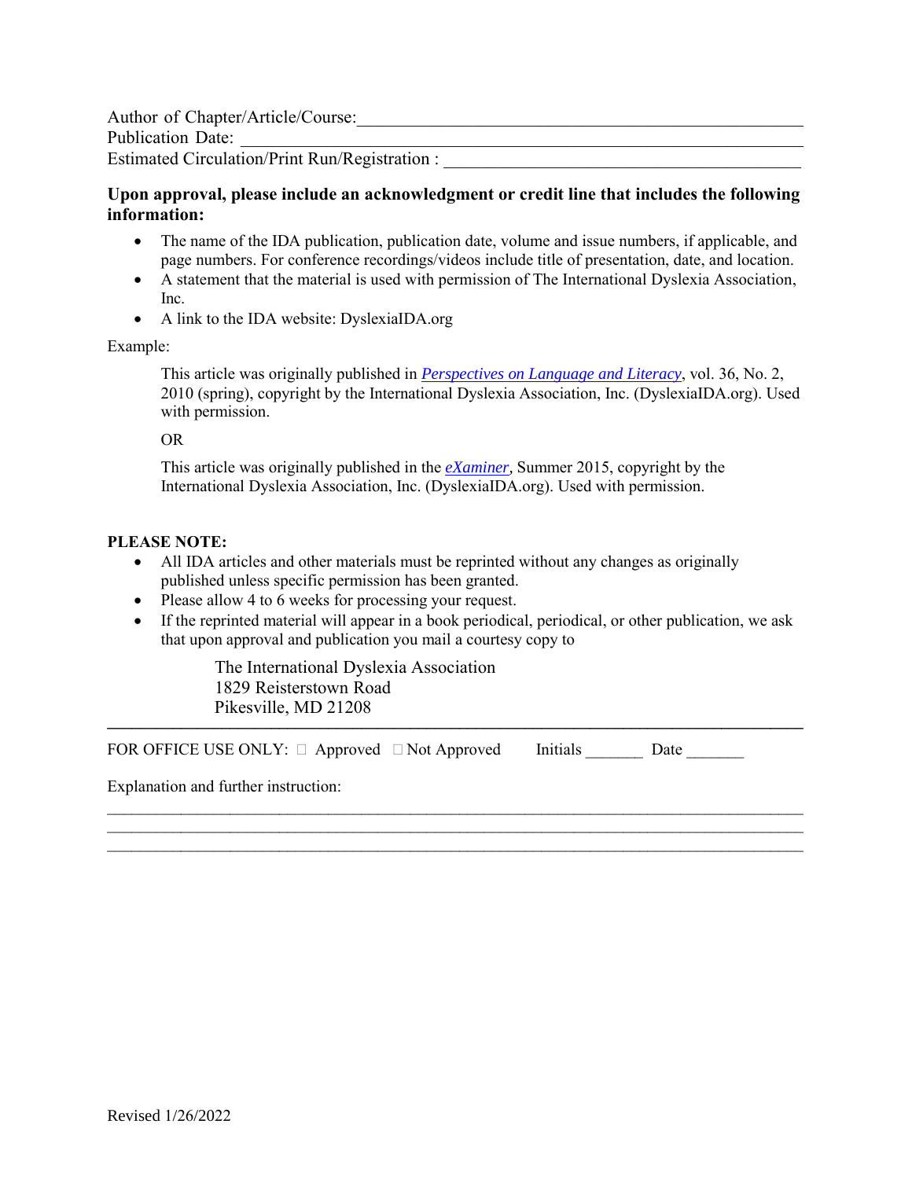Author of Chapter/Article/Course: ____________________________________________

Publication Date: ____________________________________________

Estimated Circulation/Print Run/Registration : ____________________________________

**Upon approval, please include an acknowledgment or credit line that includes the following information:**

- The name of the IDA publication, publication date, volume and issue numbers, if applicable, and page numbers. For conference recordings/videos include title of presentation, date, and location.
- A statement that the material is used with permission of The International Dyslexia Association, Inc.
- A link to the IDA website: DyslexiaIDA.org

Example:

> This article was originally published in *Perspectives on Language and Literacy*, vol. 36, No. 2, 2010 (spring), copyright by the International Dyslexia Association, Inc. (DyslexiaIDA.org). Used with permission.
>
> OR
>
> This article was originally published in the *eXaminer*, Summer 2015, copyright by the International Dyslexia Association, Inc. (DyslexiaIDA.org). Used with permission.

**PLEASE NOTE:**

- All IDA articles and other materials must be reprinted without any changes as originally published unless specific permission has been granted.
- Please allow 4 to 6 weeks for processing your request.
- If the reprinted material will appear in a book periodical, periodical, or other publication, we ask that upon approval and publication you mail a courtesy copy to

  The International Dyslexia Association  
  1829 Reisterstown Road  
  Pikesville, MD 21208

---

FOR OFFICE USE ONLY: ☐ Approved ☐ Not Approved Initials _______ Date _______

Explanation and further instruction:

________________________________________________________________________________

________________________________________________________________________________

________________________________________________________________________________

Revised 1/26/2022